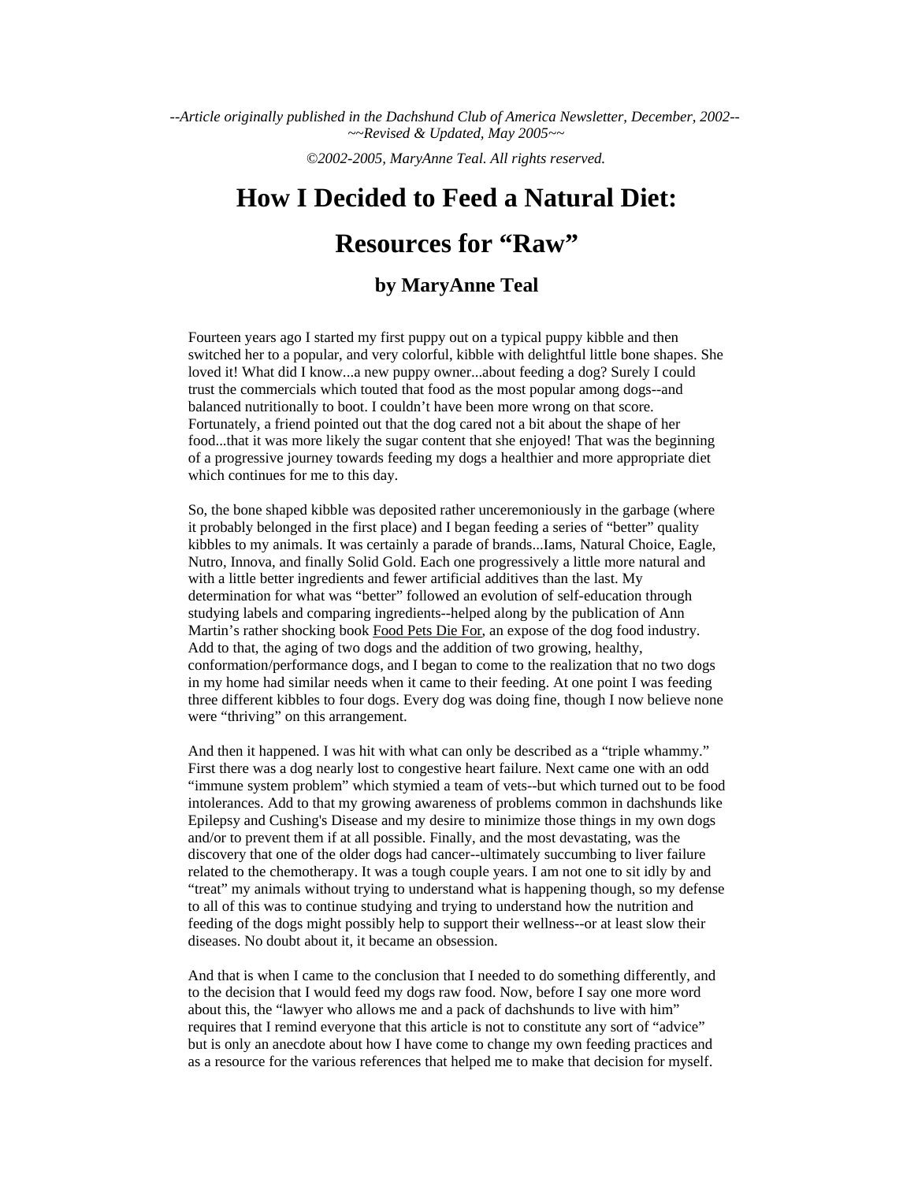*--Article originally published in the Dachshund Club of America Newsletter, December, 2002--*
*~~Revised & Updated, May 2005~~*

*©2002-2005, MaryAnne Teal. All rights reserved.*

# How I Decided to Feed a Natural Diet:

# Resources for "Raw"

### by MaryAnne Teal

Fourteen years ago I started my first puppy out on a typical puppy kibble and then switched her to a popular, and very colorful, kibble with delightful little bone shapes. She loved it! What did I know...a new puppy owner...about feeding a dog? Surely I could trust the commercials which touted that food as the most popular among dogs--and balanced nutritionally to boot. I couldn't have been more wrong on that score. Fortunately, a friend pointed out that the dog cared not a bit about the shape of her food...that it was more likely the sugar content that she enjoyed! That was the beginning of a progressive journey towards feeding my dogs a healthier and more appropriate diet which continues for me to this day.

So, the bone shaped kibble was deposited rather unceremoniously in the garbage (where it probably belonged in the first place) and I began feeding a series of "better" quality kibbles to my animals. It was certainly a parade of brands...Iams, Natural Choice, Eagle, Nutro, Innova, and finally Solid Gold. Each one progressively a little more natural and with a little better ingredients and fewer artificial additives than the last. My determination for what was "better" followed an evolution of self-education through studying labels and comparing ingredients--helped along by the publication of Ann Martin's rather shocking book Food Pets Die For, an expose of the dog food industry. Add to that, the aging of two dogs and the addition of two growing, healthy, conformation/performance dogs, and I began to come to the realization that no two dogs in my home had similar needs when it came to their feeding. At one point I was feeding three different kibbles to four dogs. Every dog was doing fine, though I now believe none were "thriving" on this arrangement.

And then it happened. I was hit with what can only be described as a "triple whammy." First there was a dog nearly lost to congestive heart failure. Next came one with an odd "immune system problem" which stymied a team of vets--but which turned out to be food intolerances. Add to that my growing awareness of problems common in dachshunds like Epilepsy and Cushing's Disease and my desire to minimize those things in my own dogs and/or to prevent them if at all possible. Finally, and the most devastating, was the discovery that one of the older dogs had cancer--ultimately succumbing to liver failure related to the chemotherapy. It was a tough couple years. I am not one to sit idly by and "treat" my animals without trying to understand what is happening though, so my defense to all of this was to continue studying and trying to understand how the nutrition and feeding of the dogs might possibly help to support their wellness--or at least slow their diseases. No doubt about it, it became an obsession.

And that is when I came to the conclusion that I needed to do something differently, and to the decision that I would feed my dogs raw food. Now, before I say one more word about this, the "lawyer who allows me and a pack of dachshunds to live with him" requires that I remind everyone that this article is not to constitute any sort of "advice" but is only an anecdote about how I have come to change my own feeding practices and as a resource for the various references that helped me to make that decision for myself.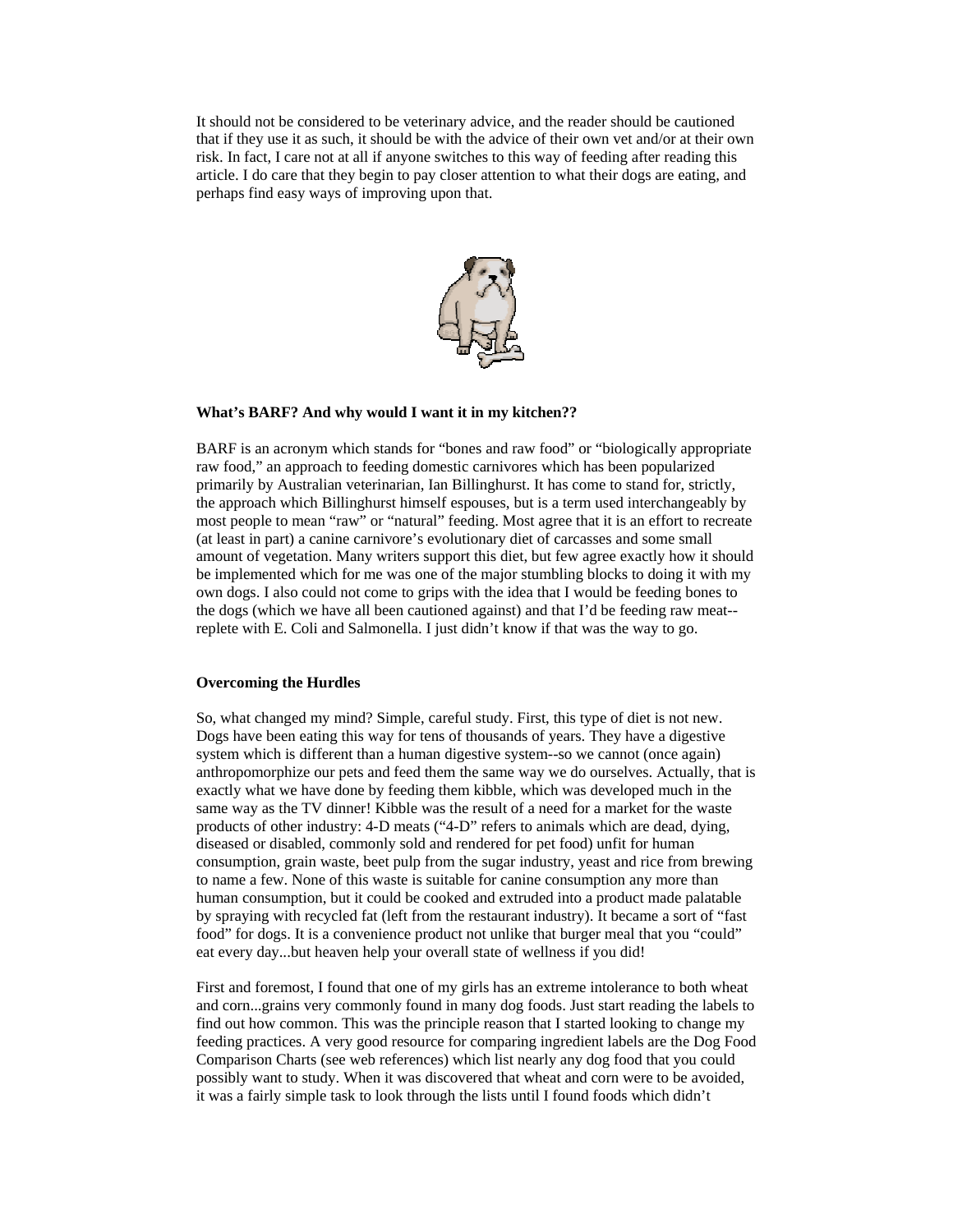It should not be considered to be veterinary advice, and the reader should be cautioned that if they use it as such, it should be with the advice of their own vet and/or at their own risk. In fact, I care not at all if anyone switches to this way of feeding after reading this article. I do care that they begin to pay closer attention to what their dogs are eating, and perhaps find easy ways of improving upon that.

**What's BARF? And why would I want it in my kitchen??**

BARF is an acronym which stands for "bones and raw food" or "biologically appropriate raw food," an approach to feeding domestic carnivores which has been popularized primarily by Australian veterinarian, Ian Billinghurst. It has come to stand for, strictly, the approach which Billinghurst himself espouses, but is a term used interchangeably by most people to mean "raw" or "natural" feeding. Most agree that it is an effort to recreate (at least in part) a canine carnivore's evolutionary diet of carcasses and some small amount of vegetation. Many writers support this diet, but few agree exactly how it should be implemented which for me was one of the major stumbling blocks to doing it with my own dogs. I also could not come to grips with the idea that I would be feeding bones to the dogs (which we have all been cautioned against) and that I'd be feeding raw meat--replete with E. Coli and Salmonella. I just didn't know if that was the way to go.

**Overcoming the Hurdles**

So, what changed my mind? Simple, careful study. First, this type of diet is not new. Dogs have been eating this way for tens of thousands of years. They have a digestive system which is different than a human digestive system--so we cannot (once again) anthropomorphize our pets and feed them the same way we do ourselves. Actually, that is exactly what we have done by feeding them kibble, which was developed much in the same way as the TV dinner! Kibble was the result of a need for a market for the waste products of other industry: 4-D meats ("4-D" refers to animals which are dead, dying, diseased or disabled, commonly sold and rendered for pet food) unfit for human consumption, grain waste, beet pulp from the sugar industry, yeast and rice from brewing to name a few. None of this waste is suitable for canine consumption any more than human consumption, but it could be cooked and extruded into a product made palatable by spraying with recycled fat (left from the restaurant industry). It became a sort of "fast food" for dogs. It is a convenience product not unlike that burger meal that you "could" eat every day...but heaven help your overall state of wellness if you did!

First and foremost, I found that one of my girls has an extreme intolerance to both wheat and corn...grains very commonly found in many dog foods. Just start reading the labels to find out how common. This was the principle reason that I started looking to change my feeding practices. A very good resource for comparing ingredient labels are the Dog Food Comparison Charts (see web references) which list nearly any dog food that you could possibly want to study. When it was discovered that wheat and corn were to be avoided, it was a fairly simple task to look through the lists until I found foods which didn't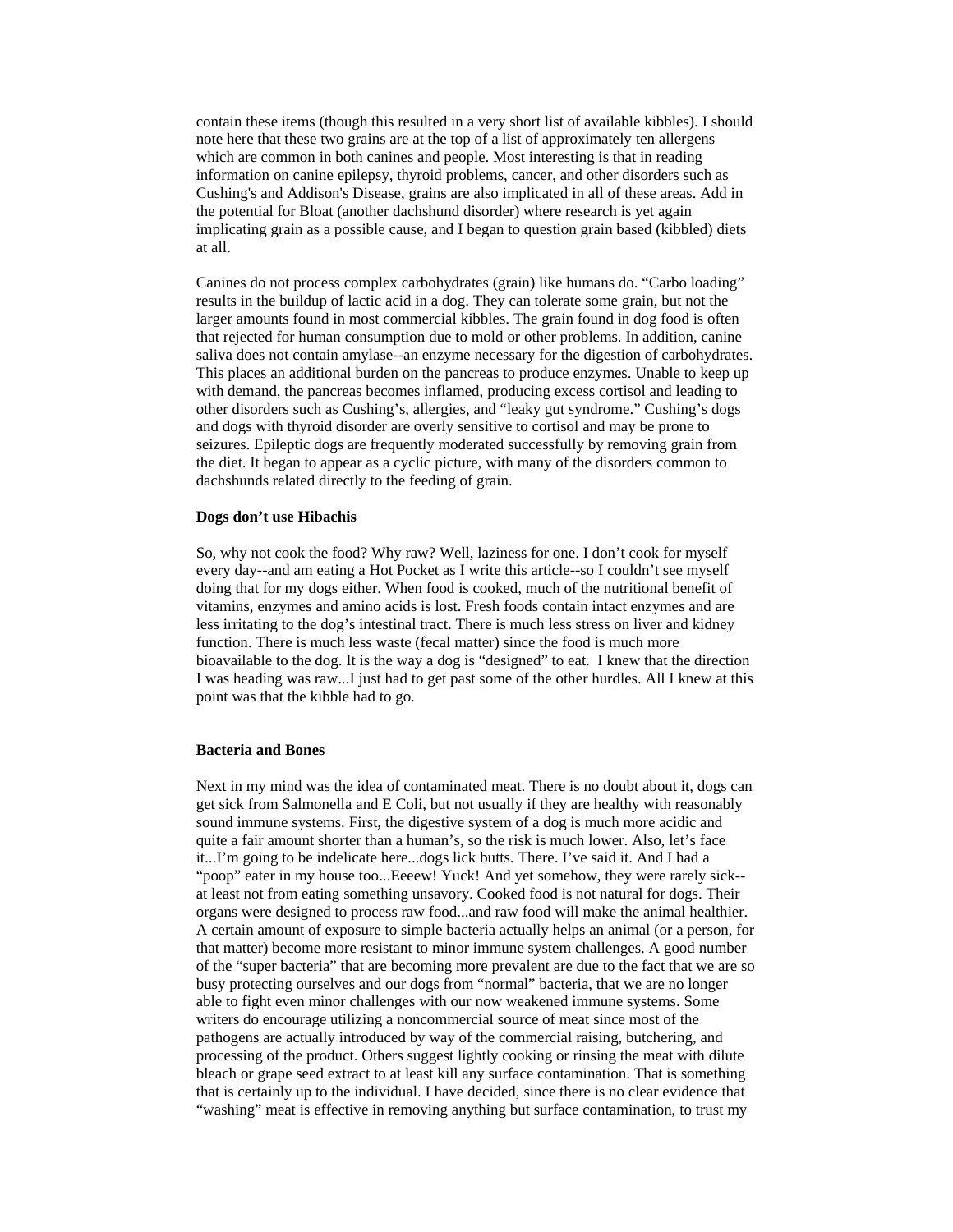contain these items (though this resulted in a very short list of available kibbles). I should note here that these two grains are at the top of a list of approximately ten allergens which are common in both canines and people. Most interesting is that in reading information on canine epilepsy, thyroid problems, cancer, and other disorders such as Cushing's and Addison's Disease, grains are also implicated in all of these areas. Add in the potential for Bloat (another dachshund disorder) where research is yet again implicating grain as a possible cause, and I began to question grain based (kibbled) diets at all.

Canines do not process complex carbohydrates (grain) like humans do. "Carbo loading" results in the buildup of lactic acid in a dog. They can tolerate some grain, but not the larger amounts found in most commercial kibbles. The grain found in dog food is often that rejected for human consumption due to mold or other problems. In addition, canine saliva does not contain amylase--an enzyme necessary for the digestion of carbohydrates. This places an additional burden on the pancreas to produce enzymes. Unable to keep up with demand, the pancreas becomes inflamed, producing excess cortisol and leading to other disorders such as Cushing's, allergies, and "leaky gut syndrome." Cushing's dogs and dogs with thyroid disorder are overly sensitive to cortisol and may be prone to seizures. Epileptic dogs are frequently moderated successfully by removing grain from the diet. It began to appear as a cyclic picture, with many of the disorders common to dachshunds related directly to the feeding of grain.

**Dogs don't use Hibachis**

So, why not cook the food? Why raw? Well, laziness for one. I don't cook for myself every day--and am eating a Hot Pocket as I write this article--so I couldn't see myself doing that for my dogs either. When food is cooked, much of the nutritional benefit of vitamins, enzymes and amino acids is lost. Fresh foods contain intact enzymes and are less irritating to the dog's intestinal tract. There is much less stress on liver and kidney function. There is much less waste (fecal matter) since the food is much more bioavailable to the dog. It is the way a dog is "designed" to eat. I knew that the direction I was heading was raw...I just had to get past some of the other hurdles. All I knew at this point was that the kibble had to go.

**Bacteria and Bones**

Next in my mind was the idea of contaminated meat. There is no doubt about it, dogs can get sick from Salmonella and E Coli, but not usually if they are healthy with reasonably sound immune systems. First, the digestive system of a dog is much more acidic and quite a fair amount shorter than a human's, so the risk is much lower. Also, let's face it...I'm going to be indelicate here...dogs lick butts. There. I've said it. And I had a "poop" eater in my house too...Eeeew! Yuck! And yet somehow, they were rarely sick--at least not from eating something unsavory. Cooked food is not natural for dogs. Their organs were designed to process raw food...and raw food will make the animal healthier. A certain amount of exposure to simple bacteria actually helps an animal (or a person, for that matter) become more resistant to minor immune system challenges. A good number of the "super bacteria" that are becoming more prevalent are due to the fact that we are so busy protecting ourselves and our dogs from "normal" bacteria, that we are no longer able to fight even minor challenges with our now weakened immune systems. Some writers do encourage utilizing a noncommercial source of meat since most of the pathogens are actually introduced by way of the commercial raising, butchering, and processing of the product. Others suggest lightly cooking or rinsing the meat with dilute bleach or grape seed extract to at least kill any surface contamination. That is something that is certainly up to the individual. I have decided, since there is no clear evidence that "washing" meat is effective in removing anything but surface contamination, to trust my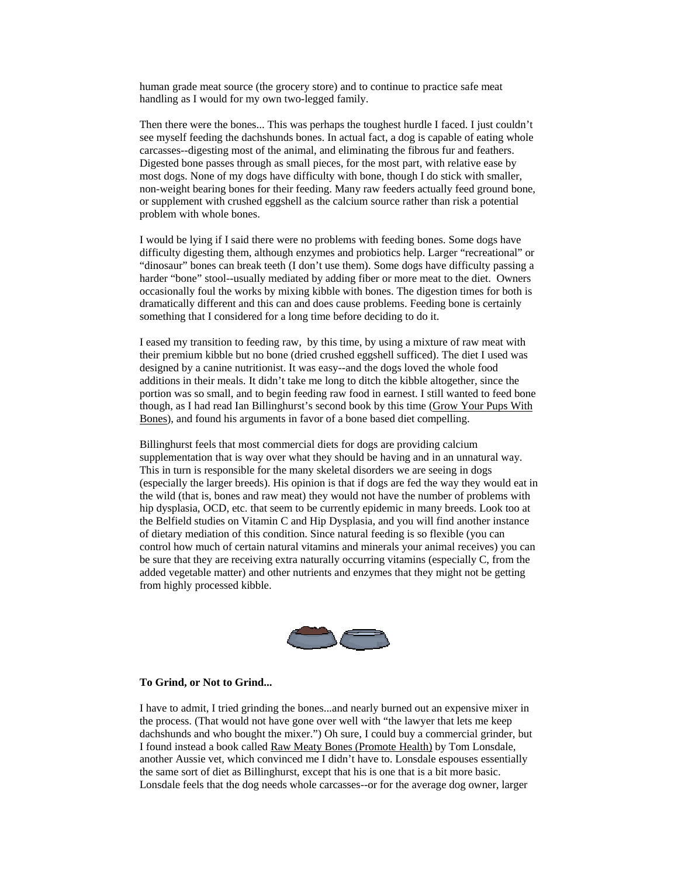human grade meat source (the grocery store) and to continue to practice safe meat handling as I would for my own two-legged family.

Then there were the bones... This was perhaps the toughest hurdle I faced. I just couldn't see myself feeding the dachshunds bones. In actual fact, a dog is capable of eating whole carcasses--digesting most of the animal, and eliminating the fibrous fur and feathers. Digested bone passes through as small pieces, for the most part, with relative ease by most dogs. None of my dogs have difficulty with bone, though I do stick with smaller, non-weight bearing bones for their feeding. Many raw feeders actually feed ground bone, or supplement with crushed eggshell as the calcium source rather than risk a potential problem with whole bones.

I would be lying if I said there were no problems with feeding bones. Some dogs have difficulty digesting them, although enzymes and probiotics help. Larger "recreational" or "dinosaur" bones can break teeth (I don't use them). Some dogs have difficulty passing a harder "bone" stool--usually mediated by adding fiber or more meat to the diet. Owners occasionally foul the works by mixing kibble with bones. The digestion times for both is dramatically different and this can and does cause problems. Feeding bone is certainly something that I considered for a long time before deciding to do it.

I eased my transition to feeding raw, by this time, by using a mixture of raw meat with their premium kibble but no bone (dried crushed eggshell sufficed). The diet I used was designed by a canine nutritionist. It was easy--and the dogs loved the whole food additions in their meals. It didn't take me long to ditch the kibble altogether, since the portion was so small, and to begin feeding raw food in earnest. I still wanted to feed bone though, as I had read Ian Billinghurst's second book by this time (Grow Your Pups With Bones), and found his arguments in favor of a bone based diet compelling.

Billinghurst feels that most commercial diets for dogs are providing calcium supplementation that is way over what they should be having and in an unnatural way. This in turn is responsible for the many skeletal disorders we are seeing in dogs (especially the larger breeds). His opinion is that if dogs are fed the way they would eat in the wild (that is, bones and raw meat) they would not have the number of problems with hip dysplasia, OCD, etc. that seem to be currently epidemic in many breeds. Look too at the Belfield studies on Vitamin C and Hip Dysplasia, and you will find another instance of dietary mediation of this condition. Since natural feeding is so flexible (you can control how much of certain natural vitamins and minerals your animal receives) you can be sure that they are receiving extra naturally occurring vitamins (especially C, from the added vegetable matter) and other nutrients and enzymes that they might not be getting from highly processed kibble.

**To Grind, or Not to Grind...**

I have to admit, I tried grinding the bones...and nearly burned out an expensive mixer in the process. (That would not have gone over well with "the lawyer that lets me keep dachshunds and who bought the mixer.") Oh sure, I could buy a commercial grinder, but I found instead a book called Raw Meaty Bones (Promote Health) by Tom Lonsdale, another Aussie vet, which convinced me I didn't have to. Lonsdale espouses essentially the same sort of diet as Billinghurst, except that his is one that is a bit more basic. Lonsdale feels that the dog needs whole carcasses--or for the average dog owner, larger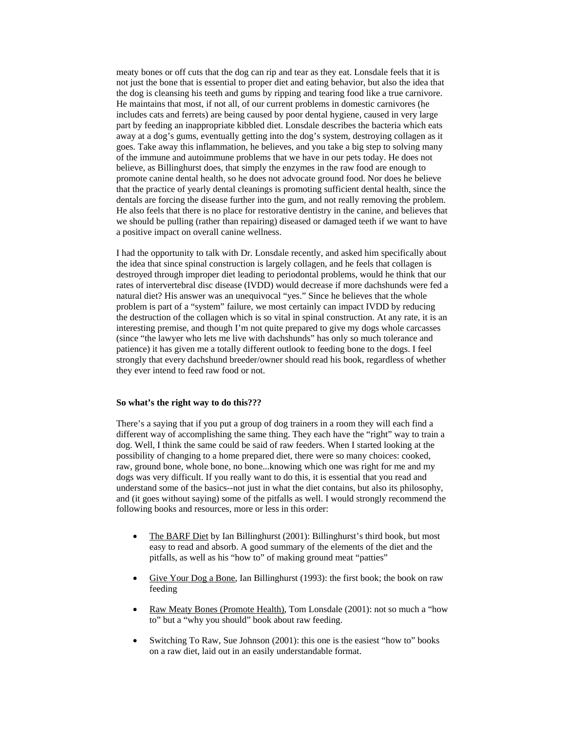meaty bones or off cuts that the dog can rip and tear as they eat. Lonsdale feels that it is not just the bone that is essential to proper diet and eating behavior, but also the idea that the dog is cleansing his teeth and gums by ripping and tearing food like a true carnivore. He maintains that most, if not all, of our current problems in domestic carnivores (he includes cats and ferrets) are being caused by poor dental hygiene, caused in very large part by feeding an inappropriate kibbled diet. Lonsdale describes the bacteria which eats away at a dog's gums, eventually getting into the dog's system, destroying collagen as it goes. Take away this inflammation, he believes, and you take a big step to solving many of the immune and autoimmune problems that we have in our pets today. He does not believe, as Billinghurst does, that simply the enzymes in the raw food are enough to promote canine dental health, so he does not advocate ground food. Nor does he believe that the practice of yearly dental cleanings is promoting sufficient dental health, since the dentals are forcing the disease further into the gum, and not really removing the problem. He also feels that there is no place for restorative dentistry in the canine, and believes that we should be pulling (rather than repairing) diseased or damaged teeth if we want to have a positive impact on overall canine wellness.

I had the opportunity to talk with Dr. Lonsdale recently, and asked him specifically about the idea that since spinal construction is largely collagen, and he feels that collagen is destroyed through improper diet leading to periodontal problems, would he think that our rates of intervertebral disc disease (IVDD) would decrease if more dachshunds were fed a natural diet? His answer was an unequivocal "yes." Since he believes that the whole problem is part of a "system" failure, we most certainly can impact IVDD by reducing the destruction of the collagen which is so vital in spinal construction. At any rate, it is an interesting premise, and though I'm not quite prepared to give my dogs whole carcasses (since "the lawyer who lets me live with dachshunds" has only so much tolerance and patience) it has given me a totally different outlook to feeding bone to the dogs. I feel strongly that every dachshund breeder/owner should read his book, regardless of whether they ever intend to feed raw food or not.

**So what's the right way to do this???**

There's a saying that if you put a group of dog trainers in a room they will each find a different way of accomplishing the same thing. They each have the "right" way to train a dog. Well, I think the same could be said of raw feeders. When I started looking at the possibility of changing to a home prepared diet, there were so many choices: cooked, raw, ground bone, whole bone, no bone...knowing which one was right for me and my dogs was very difficult. If you really want to do this, it is essential that you read and understand some of the basics--not just in what the diet contains, but also its philosophy, and (it goes without saying) some of the pitfalls as well. I would strongly recommend the following books and resources, more or less in this order:

- The BARF Diet by Ian Billinghurst (2001): Billinghurst's third book, but most easy to read and absorb. A good summary of the elements of the diet and the pitfalls, as well as his "how to" of making ground meat "patties"
- Give Your Dog a Bone, Ian Billinghurst (1993): the first book; the book on raw feeding
- Raw Meaty Bones (Promote Health), Tom Lonsdale (2001): not so much a "how to" but a "why you should" book about raw feeding.
- Switching To Raw, Sue Johnson (2001): this one is the easiest "how to" books on a raw diet, laid out in an easily understandable format.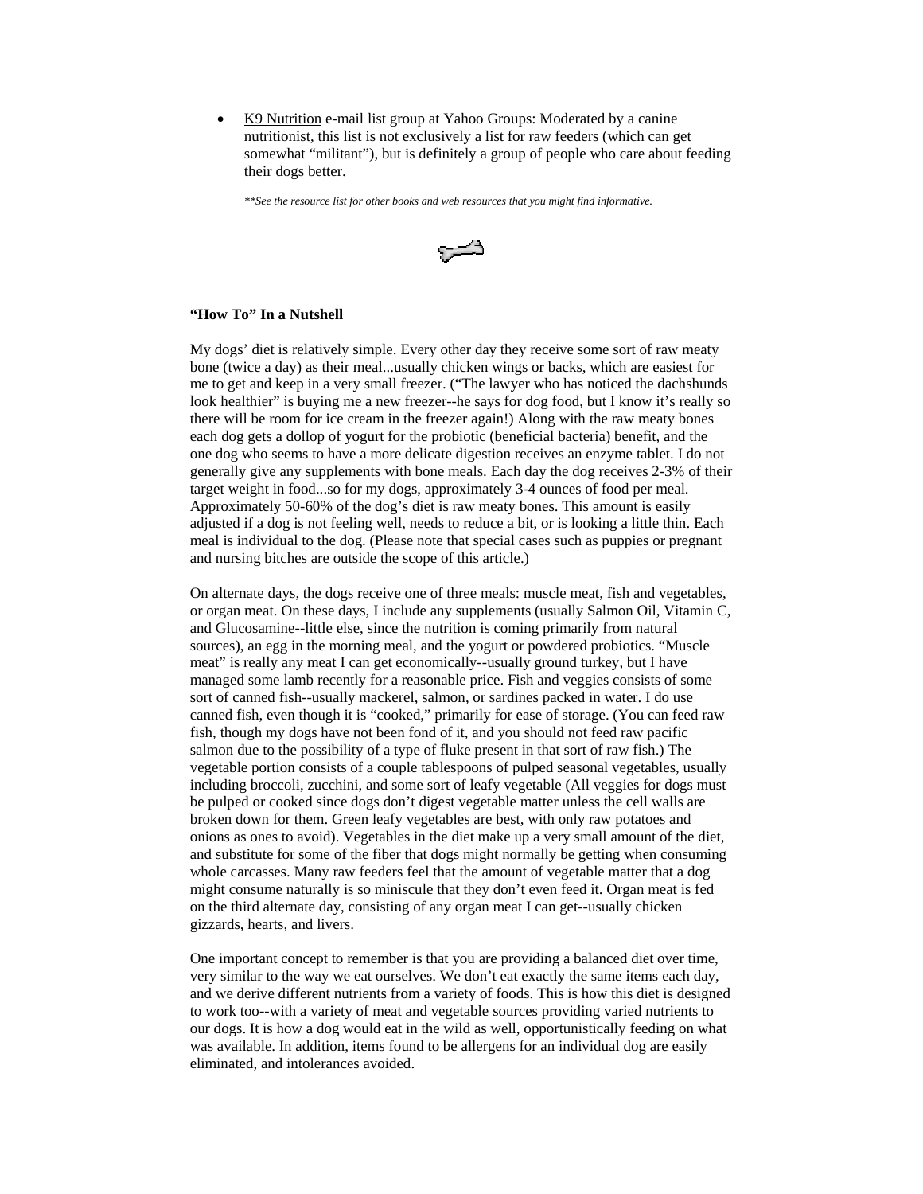- K9 Nutrition e-mail list group at Yahoo Groups: Moderated by a canine nutritionist, this list is not exclusively a list for raw feeders (which can get somewhat "militant"), but is definitely a group of people who care about feeding their dogs better.

*\*\*See the resource list for other books and web resources that you might find informative.*

**"How To" In a Nutshell**

My dogs' diet is relatively simple. Every other day they receive some sort of raw meaty bone (twice a day) as their meal...usually chicken wings or backs, which are easiest for me to get and keep in a very small freezer. ("The lawyer who has noticed the dachshunds look healthier" is buying me a new freezer--he says for dog food, but I know it's really so there will be room for ice cream in the freezer again!) Along with the raw meaty bones each dog gets a dollop of yogurt for the probiotic (beneficial bacteria) benefit, and the one dog who seems to have a more delicate digestion receives an enzyme tablet. I do not generally give any supplements with bone meals. Each day the dog receives 2-3% of their target weight in food...so for my dogs, approximately 3-4 ounces of food per meal. Approximately 50-60% of the dog's diet is raw meaty bones. This amount is easily adjusted if a dog is not feeling well, needs to reduce a bit, or is looking a little thin. Each meal is individual to the dog. (Please note that special cases such as puppies or pregnant and nursing bitches are outside the scope of this article.)

On alternate days, the dogs receive one of three meals: muscle meat, fish and vegetables, or organ meat. On these days, I include any supplements (usually Salmon Oil, Vitamin C, and Glucosamine--little else, since the nutrition is coming primarily from natural sources), an egg in the morning meal, and the yogurt or powdered probiotics. "Muscle meat" is really any meat I can get economically--usually ground turkey, but I have managed some lamb recently for a reasonable price. Fish and veggies consists of some sort of canned fish--usually mackerel, salmon, or sardines packed in water. I do use canned fish, even though it is "cooked," primarily for ease of storage. (You can feed raw fish, though my dogs have not been fond of it, and you should not feed raw pacific salmon due to the possibility of a type of fluke present in that sort of raw fish.) The vegetable portion consists of a couple tablespoons of pulped seasonal vegetables, usually including broccoli, zucchini, and some sort of leafy vegetable (All veggies for dogs must be pulped or cooked since dogs don't digest vegetable matter unless the cell walls are broken down for them. Green leafy vegetables are best, with only raw potatoes and onions as ones to avoid). Vegetables in the diet make up a very small amount of the diet, and substitute for some of the fiber that dogs might normally be getting when consuming whole carcasses. Many raw feeders feel that the amount of vegetable matter that a dog might consume naturally is so miniscule that they don't even feed it. Organ meat is fed on the third alternate day, consisting of any organ meat I can get--usually chicken gizzards, hearts, and livers.

One important concept to remember is that you are providing a balanced diet over time, very similar to the way we eat ourselves. We don't eat exactly the same items each day, and we derive different nutrients from a variety of foods. This is how this diet is designed to work too--with a variety of meat and vegetable sources providing varied nutrients to our dogs. It is how a dog would eat in the wild as well, opportunistically feeding on what was available. In addition, items found to be allergens for an individual dog are easily eliminated, and intolerances avoided.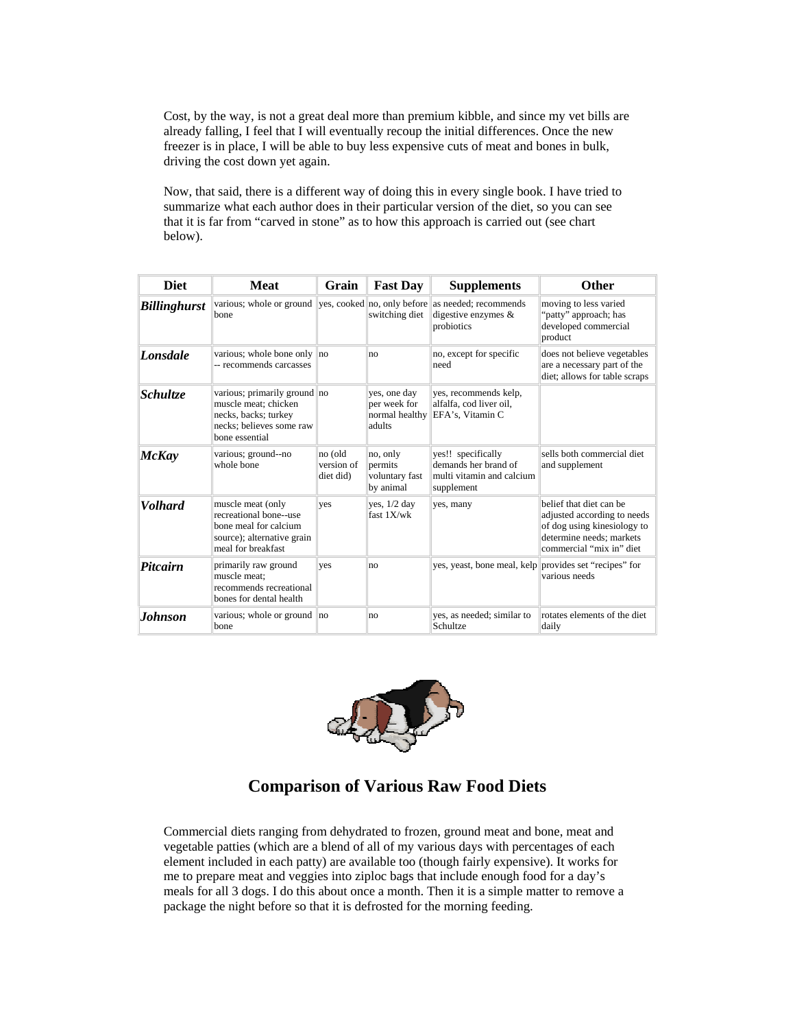Cost, by the way, is not a great deal more than premium kibble, and since my vet bills are already falling, I feel that I will eventually recoup the initial differences. Once the new freezer is in place, I will be able to buy less expensive cuts of meat and bones in bulk, driving the cost down yet again.

Now, that said, there is a different way of doing this in every single book. I have tried to summarize what each author does in their particular version of the diet, so you can see that it is far from "carved in stone" as to how this approach is carried out (see chart below).

| Diet | Meat | Grain | Fast Day | Supplements | Other |
|---|---|---|---|---|---|
| ***Billinghurst*** | various; whole or ground bone | yes, cooked | no, only before switching diet | as needed; recommends digestive enzymes & probiotics | moving to less varied "patty" approach; has developed commercial product |
| ***Lonsdale*** | various; whole bone only -- recommends carcasses | no | no | no, except for specific need | does not believe vegetables are a necessary part of the diet; allows for table scraps |
| ***Schultze*** | various; primarily ground muscle meat; chicken necks, backs; turkey necks; believes some raw bone essential | no | yes, one day per week for normal healthy adults | yes, recommends kelp, alfalfa, cod liver oil, EFA's, Vitamin C | |
| ***McKay*** | various; ground--no whole bone | no (old version of diet did) | no, only permits voluntary fast by animal | yes!! specifically demands her brand of multi vitamin and calcium supplement | sells both commercial diet and supplement |
| ***Volhard*** | muscle meat (only recreational bone--use bone meal for calcium source); alternative grain meal for breakfast | yes | yes, 1/2 day fast 1X/wk | yes, many | belief that diet can be adjusted according to needs of dog using kinesiology to determine needs; markets commercial "mix in" diet |
| ***Pitcairn*** | primarily raw ground muscle meat; recommends recreational bones for dental health | yes | no | yes, yeast, bone meal, kelp | provides set "recipes" for various needs |
| ***Johnson*** | various; whole or ground bone | no | no | yes, as needed; similar to Schultze | rotates elements of the diet daily |

## Comparison of Various Raw Food Diets

Commercial diets ranging from dehydrated to frozen, ground meat and bone, meat and vegetable patties (which are a blend of all of my various days with percentages of each element included in each patty) are available too (though fairly expensive). It works for me to prepare meat and veggies into ziploc bags that include enough food for a day's meals for all 3 dogs. I do this about once a month. Then it is a simple matter to remove a package the night before so that it is defrosted for the morning feeding.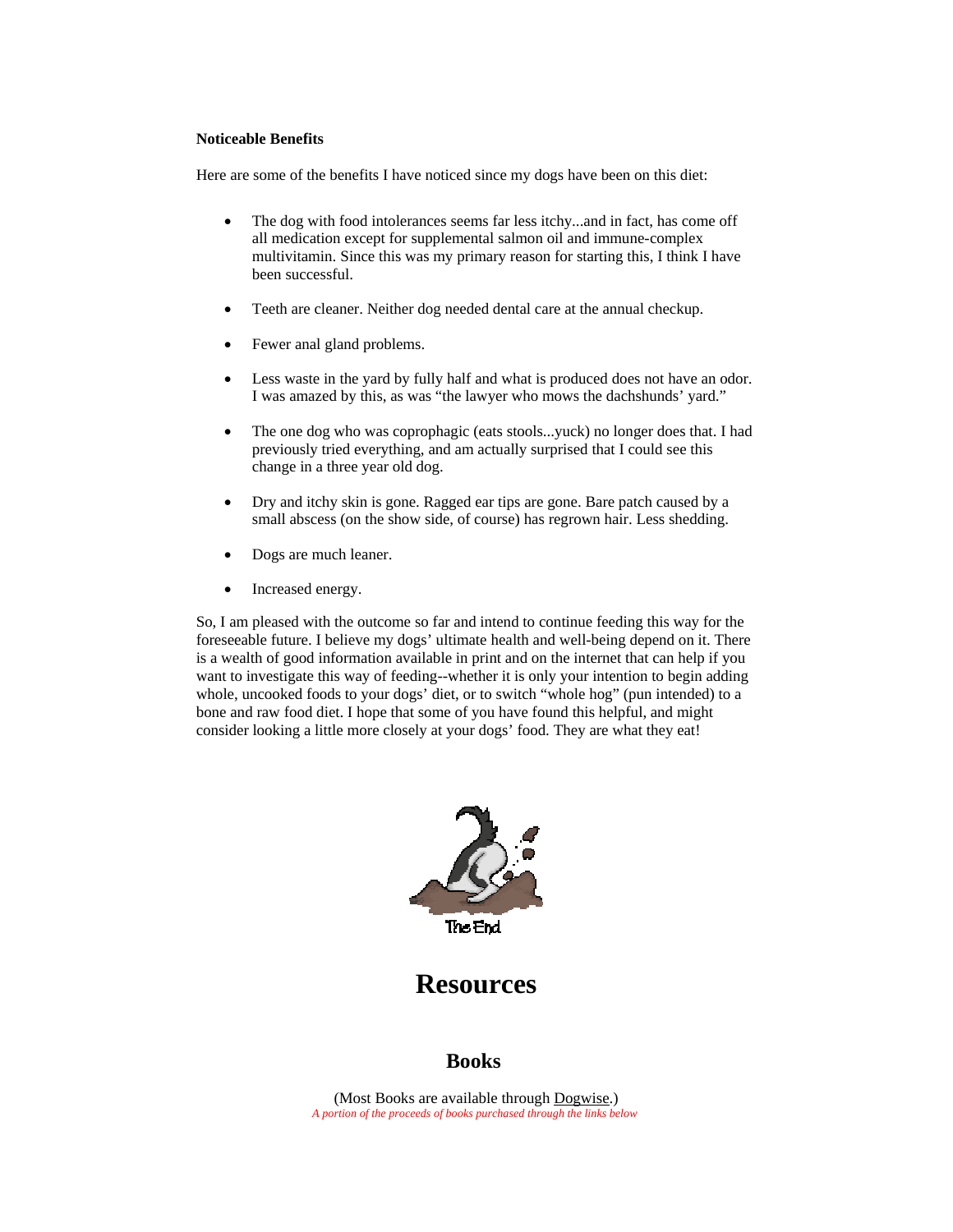**Noticeable Benefits**

Here are some of the benefits I have noticed since my dogs have been on this diet:

- The dog with food intolerances seems far less itchy...and in fact, has come off all medication except for supplemental salmon oil and immune-complex multivitamin. Since this was my primary reason for starting this, I think I have been successful.
- Teeth are cleaner. Neither dog needed dental care at the annual checkup.
- Fewer anal gland problems.
- Less waste in the yard by fully half and what is produced does not have an odor. I was amazed by this, as was "the lawyer who mows the dachshunds' yard."
- The one dog who was coprophagic (eats stools...yuck) no longer does that. I had previously tried everything, and am actually surprised that I could see this change in a three year old dog.
- Dry and itchy skin is gone. Ragged ear tips are gone. Bare patch caused by a small abscess (on the show side, of course) has regrown hair. Less shedding.
- Dogs are much leaner.
- Increased energy.

So, I am pleased with the outcome so far and intend to continue feeding this way for the foreseeable future. I believe my dogs' ultimate health and well-being depend on it. There is a wealth of good information available in print and on the internet that can help if you want to investigate this way of feeding--whether it is only your intention to begin adding whole, uncooked foods to your dogs' diet, or to switch "whole hog" (pun intended) to a bone and raw food diet. I hope that some of you have found this helpful, and might consider looking a little more closely at your dogs' food. They are what they eat!

The End

# Resources

## Books

(Most Books are available through Dogwise.)

*A portion of the proceeds of books purchased through the links below*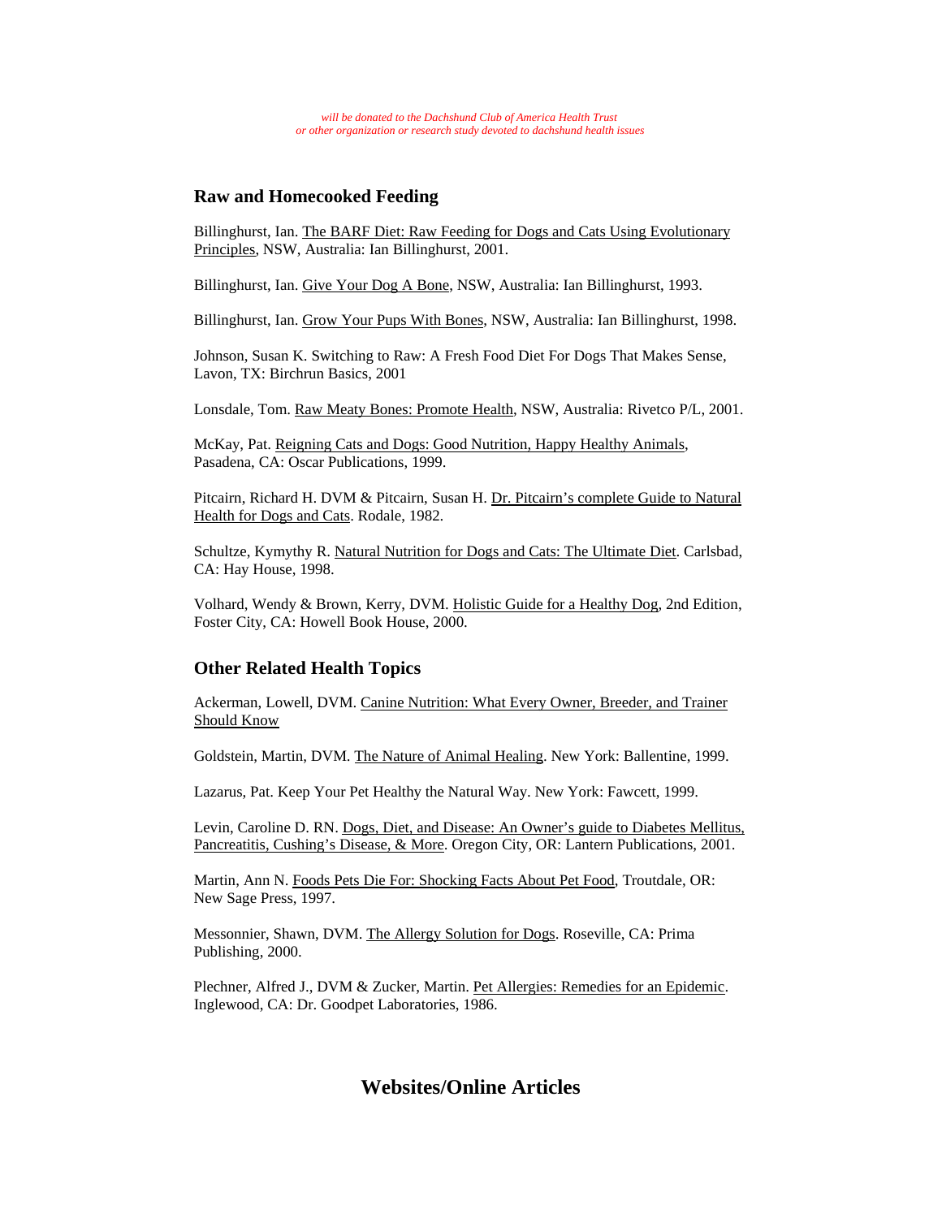*will be donated to the Dachshund Club of America Health Trust*
*or other organization or research study devoted to dachshund health issues*

## Raw and Homecooked Feeding

Billinghurst, Ian. The BARF Diet: Raw Feeding for Dogs and Cats Using Evolutionary Principles, NSW, Australia: Ian Billinghurst, 2001.

Billinghurst, Ian. Give Your Dog A Bone, NSW, Australia: Ian Billinghurst, 1993.

Billinghurst, Ian. Grow Your Pups With Bones, NSW, Australia: Ian Billinghurst, 1998.

Johnson, Susan K. Switching to Raw: A Fresh Food Diet For Dogs That Makes Sense, Lavon, TX: Birchrun Basics, 2001

Lonsdale, Tom. Raw Meaty Bones: Promote Health, NSW, Australia: Rivetco P/L, 2001.

McKay, Pat. Reigning Cats and Dogs: Good Nutrition, Happy Healthy Animals, Pasadena, CA: Oscar Publications, 1999.

Pitcairn, Richard H. DVM & Pitcairn, Susan H. Dr. Pitcairn's complete Guide to Natural Health for Dogs and Cats. Rodale, 1982.

Schultze, Kymythy R. Natural Nutrition for Dogs and Cats: The Ultimate Diet. Carlsbad, CA: Hay House, 1998.

Volhard, Wendy & Brown, Kerry, DVM. Holistic Guide for a Healthy Dog, 2nd Edition, Foster City, CA: Howell Book House, 2000.

## Other Related Health Topics

Ackerman, Lowell, DVM. Canine Nutrition: What Every Owner, Breeder, and Trainer Should Know

Goldstein, Martin, DVM. The Nature of Animal Healing. New York: Ballentine, 1999.

Lazarus, Pat. Keep Your Pet Healthy the Natural Way. New York: Fawcett, 1999.

Levin, Caroline D. RN. Dogs, Diet, and Disease: An Owner's guide to Diabetes Mellitus, Pancreatitis, Cushing's Disease, & More. Oregon City, OR: Lantern Publications, 2001.

Martin, Ann N. Foods Pets Die For: Shocking Facts About Pet Food, Troutdale, OR: New Sage Press, 1997.

Messonnier, Shawn, DVM. The Allergy Solution for Dogs. Roseville, CA: Prima Publishing, 2000.

Plechner, Alfred J., DVM & Zucker, Martin. Pet Allergies: Remedies for an Epidemic. Inglewood, CA: Dr. Goodpet Laboratories, 1986.

# Websites/Online Articles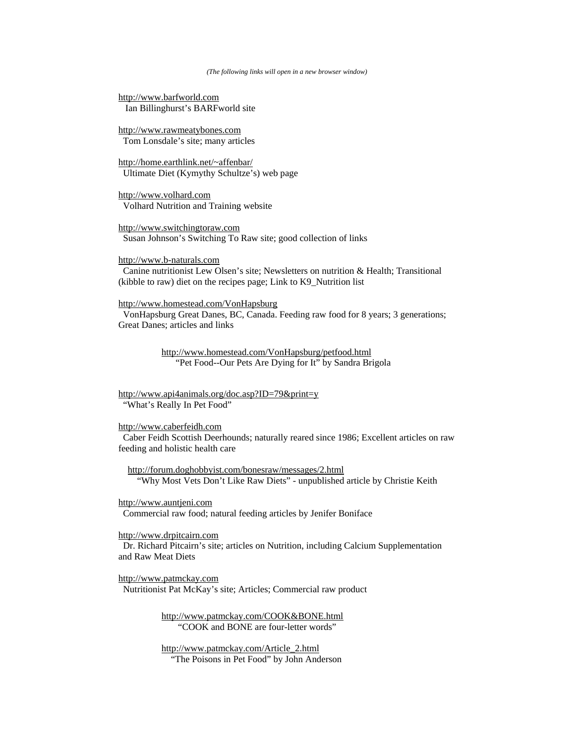*(The following links will open in a new browser window)*

http://www.barfworld.com
Ian Billinghurst's BARFworld site

http://www.rawmeatybones.com
Tom Lonsdale's site; many articles

http://home.earthlink.net/~affenbar/
Ultimate Diet (Kymythy Schultze's) web page

http://www.volhard.com
Volhard Nutrition and Training website

http://www.switchingtoraw.com
Susan Johnson's Switching To Raw site; good collection of links

http://www.b-naturals.com
Canine nutritionist Lew Olsen's site; Newsletters on nutrition & Health; Transitional (kibble to raw) diet on the recipes page; Link to K9_Nutrition list

http://www.homestead.com/VonHapsburg
VonHapsburg Great Danes, BC, Canada. Feeding raw food for 8 years; 3 generations; Great Danes; articles and links

> http://www.homestead.com/VonHapsburg/petfood.html
> "Pet Food--Our Pets Are Dying for It" by Sandra Brigola

http://www.api4animals.org/doc.asp?ID=79&print=y
"What's Really In Pet Food"

http://www.caberfeidh.com
Caber Feidh Scottish Deerhounds; naturally reared since 1986; Excellent articles on raw feeding and holistic health care

> http://forum.doghobbyist.com/bonesraw/messages/2.html
> "Why Most Vets Don't Like Raw Diets" - unpublished article by Christie Keith

http://www.auntjeni.com
Commercial raw food; natural feeding articles by Jenifer Boniface

http://www.drpitcairn.com
Dr. Richard Pitcairn's site; articles on Nutrition, including Calcium Supplementation and Raw Meat Diets

http://www.patmckay.com
Nutritionist Pat McKay's site; Articles; Commercial raw product

> http://www.patmckay.com/COOK&BONE.html
> "COOK and BONE are four-letter words"
>
> http://www.patmckay.com/Article_2.html
> "The Poisons in Pet Food" by John Anderson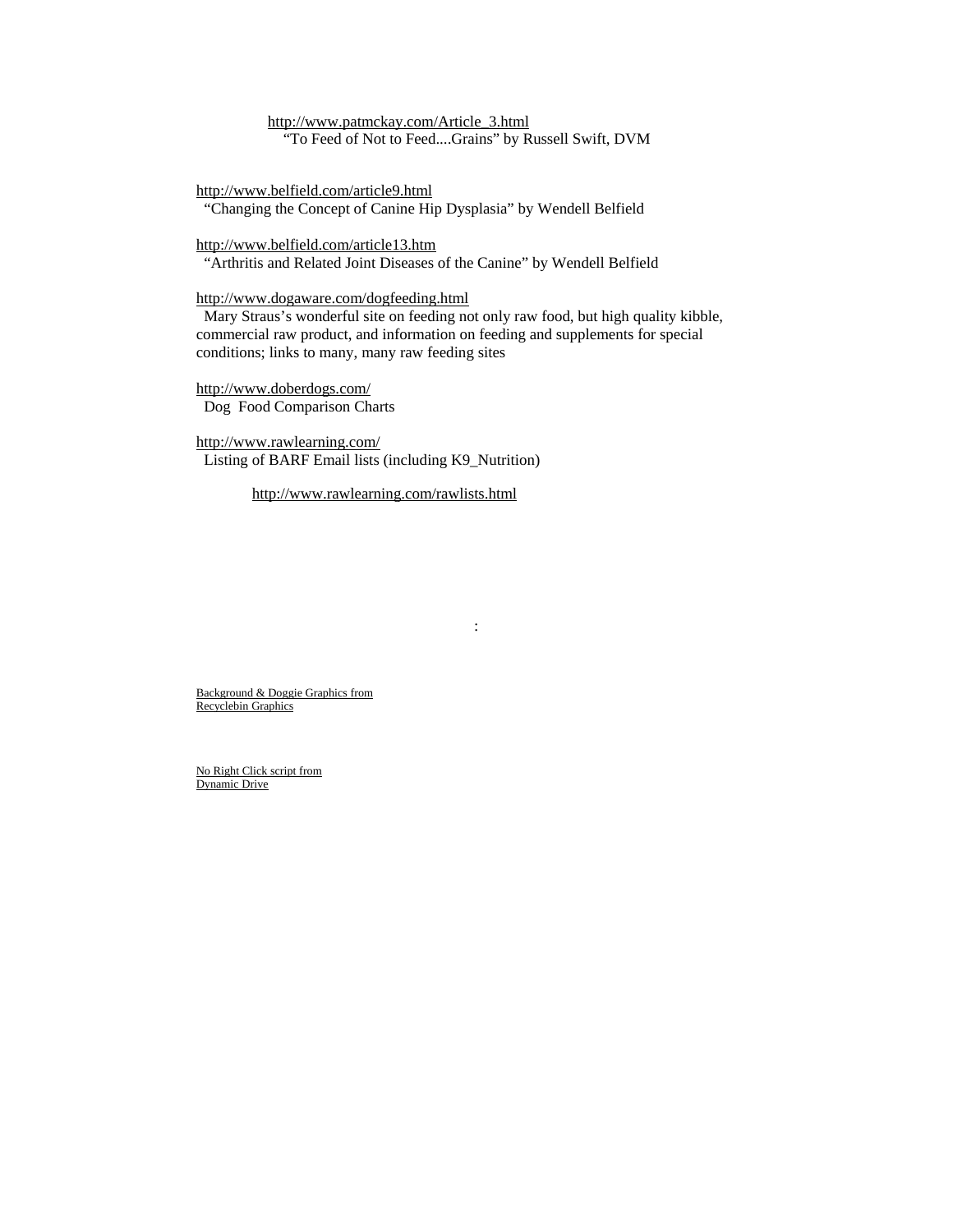http://www.patmckay.com/Article_3.html
"To Feed of Not to Feed....Grains" by Russell Swift, DVM

http://www.belfield.com/article9.html
"Changing the Concept of Canine Hip Dysplasia" by Wendell Belfield

http://www.belfield.com/article13.htm
"Arthritis and Related Joint Diseases of the Canine" by Wendell Belfield

http://www.dogaware.com/dogfeeding.html
Mary Straus's wonderful site on feeding not only raw food, but high quality kibble, commercial raw product, and information on feeding and supplements for special conditions; links to many, many raw feeding sites

http://www.doberdogs.com/
Dog Food Comparison Charts

http://www.rawlearning.com/
Listing of BARF Email lists (including K9_Nutrition)

http://www.rawlearning.com/rawlists.html

:

Background & Doggie Graphics from
Recyclebin Graphics

No Right Click script from
Dynamic Drive